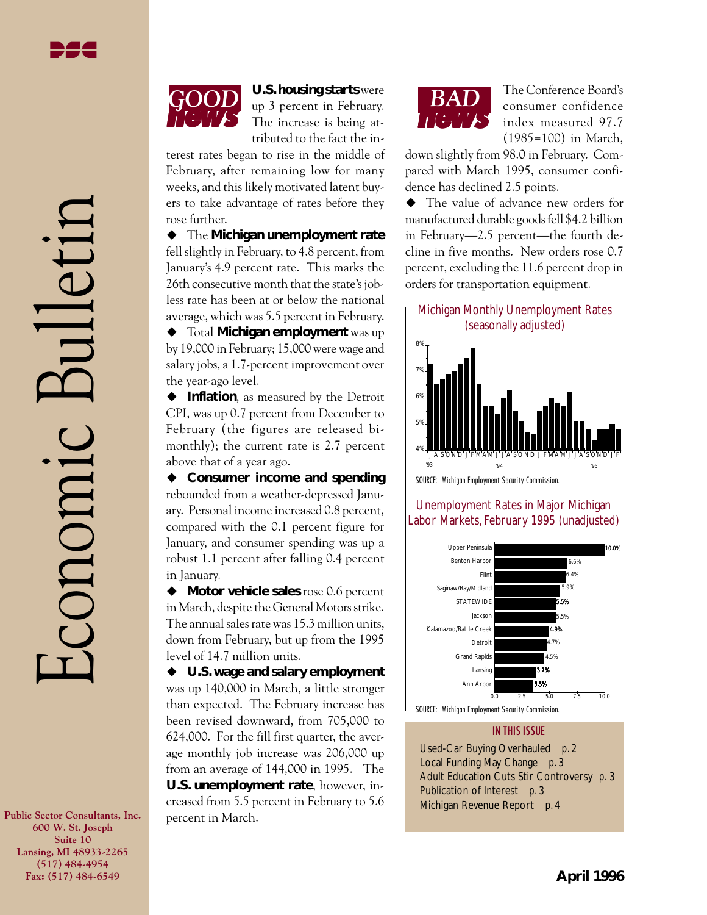# Economic Bulletin

April 1996

Public Sector Consultants, Inc.
600 W. St. Joseph
Suite 10
Lansing, MI 48933-2265
(517) 484-4954
Fax: (517) 484-6549

## GOOD news

**U.S. housing starts** were up 3 percent in February. The increase is being attributed to the fact the interest rates began to rise in the middle of February, after remaining low for many weeks, and this likely motivated latent buyers to take advantage of rates before they rose further.

◆ The **Michigan unemployment rate** fell slightly in February, to 4.8 percent, from January's 4.9 percent rate. This marks the 26th consecutive month that the state's jobless rate has been at or below the national average, which was 5.5 percent in February.

◆ Total **Michigan employment** was up by 19,000 in February; 15,000 were wage and salary jobs, a 1.7-percent improvement over the year-ago level.

◆ **Inflation**, as measured by the Detroit CPI, was up 0.7 percent from December to February (the figures are released bimonthly); the current rate is 2.7 percent above that of a year ago.

◆ **Consumer income and spending** rebounded from a weather-depressed January. Personal income increased 0.8 percent, compared with the 0.1 percent figure for January, and consumer spending was up a robust 1.1 percent after falling 0.4 percent in January.

◆ **Motor vehicle sales** rose 0.6 percent in March, despite the General Motors strike. The annual sales rate was 15.3 million units, down from February, but up from the 1995 level of 14.7 million units.

◆ **U.S. wage and salary employment** was up 140,000 in March, a little stronger than expected. The February increase has been revised downward, from 705,000 to 624,000. For the fill first quarter, the average monthly job increase was 206,000 up from an average of 144,000 in 1995. The **U.S. unemployment rate**, however, increased from 5.5 percent in February to 5.6 percent in March.

## BAD news

The Conference Board's consumer confidence index measured 97.7 (1985=100) in March, down slightly from 98.0 in February. Compared with March 1995, consumer confidence has declined 2.5 points.

◆ The value of advance new orders for manufactured durable goods fell $4.2 billion in February—2.5 percent—the fourth decline in five months. New orders rose 0.7 percent, excluding the 11.6 percent drop in orders for transportation equipment.

### Michigan Monthly Unemployment Rates (seasonally adjusted)

SOURCE: Michigan Employment Security Commission.

### Unemployment Rates in Major Michigan Labor Markets, February 1995 (unadjusted)

| Labor Market | Rate |
|---|---|
| Upper Peninsula | 10.0% |
| Benton Harbor | 6.6% |
| Flint | 6.4% |
| Saginaw/Bay/Midland | 5.9% |
| STATEWIDE | 5.5% |
| Jackson | 5.5% |
| Kalamazoo/Battle Creek | 4.9% |
| Detroit | 4.7% |
| Grand Rapids | 4.5% |
| Lansing | 3.7% |
| Ann Arbor | 3.5% |

SOURCE: Michigan Employment Security Commission.

### IN THIS ISSUE

- Used-Car Buying Overhauled p. 2
- Local Funding May Change p. 3
- Adult Education Cuts Stir Controversy p. 3
- Publication of Interest p. 3
- Michigan Revenue Report p. 4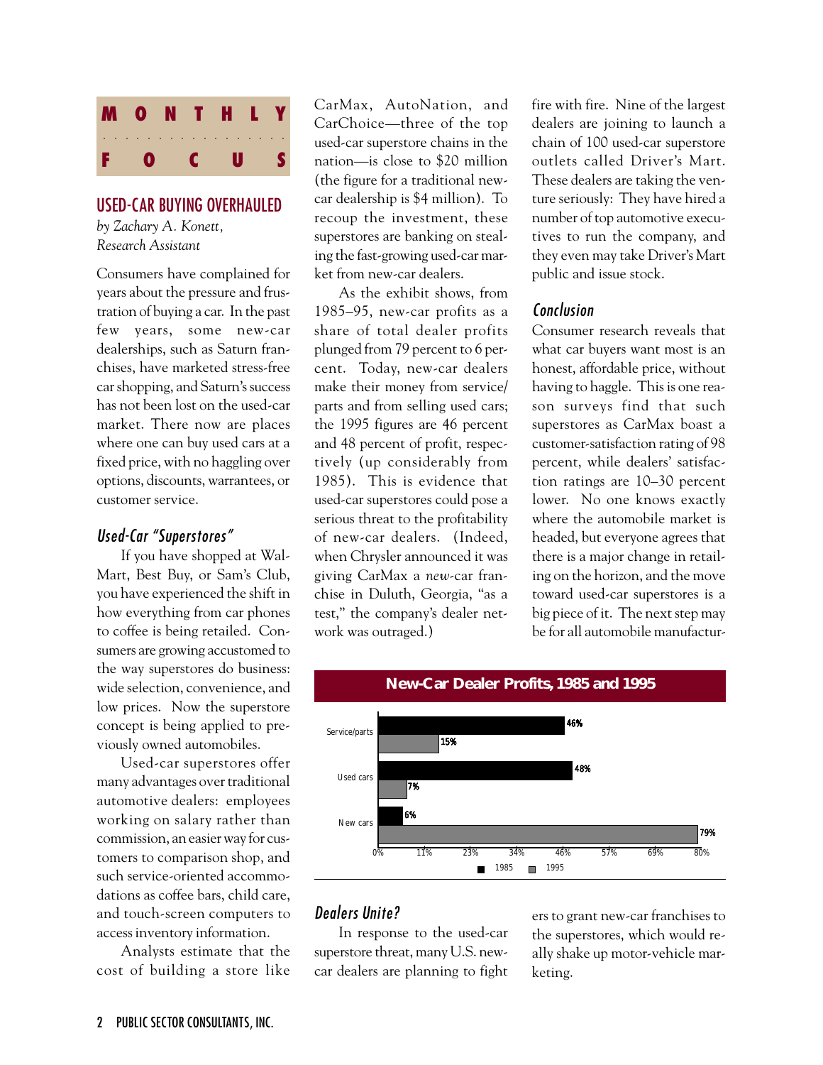# MONTHLY FOCUS

## USED-CAR BUYING OVERHAULED

*by Zachary A. Konett, Research Assistant*

Consumers have complained for years about the pressure and frustration of buying a car. In the past few years, some new-car dealerships, such as Saturn franchises, have marketed stress-free car shopping, and Saturn's success has not been lost on the used-car market. There now are places where one can buy used cars at a fixed price, with no haggling over options, discounts, warrantees, or customer service.

### *Used-Car "Superstores"*

If you have shopped at Wal-Mart, Best Buy, or Sam's Club, you have experienced the shift in how everything from car phones to coffee is being retailed. Consumers are growing accustomed to the way superstores do business: wide selection, convenience, and low prices. Now the superstore concept is being applied to previously owned automobiles.

Used-car superstores offer many advantages over traditional automotive dealers: employees working on salary rather than commission, an easier way for customers to comparison shop, and such service-oriented accommodations as coffee bars, child care, and touch-screen computers to access inventory information.

Analysts estimate that the cost of building a store like CarMax, AutoNation, and CarChoice—three of the top used-car superstore chains in the nation—is close to $20 million (the figure for a traditional new-car dealership is $4 million). To recoup the investment, these superstores are banking on stealing the fast-growing used-car market from new-car dealers.

As the exhibit shows, from 1985–95, new-car profits as a share of total dealer profits plunged from 79 percent to 6 percent. Today, new-car dealers make their money from service/parts and from selling used cars; the 1995 figures are 46 percent and 48 percent of profit, respectively (up considerably from 1985). This is evidence that used-car superstores could pose a serious threat to the profitability of new-car dealers. (Indeed, when Chrysler announced it was giving CarMax a *new*-car franchise in Duluth, Georgia, "as a test," the company's dealer network was outraged.)

**New-Car Dealer Profits, 1985 and 1995**

| | 1985 | 1995 |
|---|---|---|
| Service/parts | 15% | 46% |
| Used cars | 7% | 48% |
| New cars | 79% | 6% |

### *Dealers Unite?*

In response to the used-car superstore threat, many U.S. new-car dealers are planning to fight fire with fire. Nine of the largest dealers are joining to launch a chain of 100 used-car superstore outlets called Driver's Mart. These dealers are taking the venture seriously: They have hired a number of top automotive executives to run the company, and they even may take Driver's Mart public and issue stock.

### *Conclusion*

Consumer research reveals that what car buyers want most is an honest, affordable price, without having to haggle. This is one reason surveys find that such superstores as CarMax boast a customer-satisfaction rating of 98 percent, while dealers' satisfaction ratings are 10–30 percent lower. No one knows exactly where the automobile market is headed, but everyone agrees that there is a major change in retailing on the horizon, and the move toward used-car superstores is a big piece of it. The next step may be for all automobile manufacturers to grant new-car franchises to the superstores, which would really shake up motor-vehicle marketing.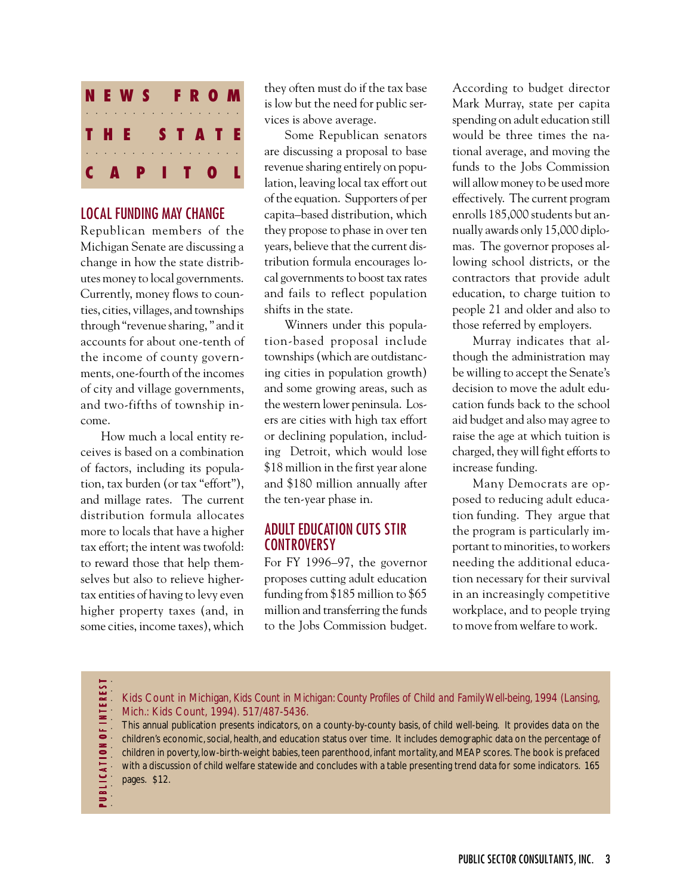# NEWS FROM THE STATE CAPITOL

## LOCAL FUNDING MAY CHANGE

Republican members of the Michigan Senate are discussing a change in how the state distributes money to local governments. Currently, money flows to counties, cities, villages, and townships through "revenue sharing," and it accounts for about one-tenth of the income of county governments, one-fourth of the incomes of city and village governments, and two-fifths of township income.

How much a local entity receives is based on a combination of factors, including its population, tax burden (or tax "effort"), and millage rates. The current distribution formula allocates more to locals that have a higher tax effort; the intent was twofold: to reward those that help themselves but also to relieve higher-tax entities of having to levy even higher property taxes (and, in some cities, income taxes), which they often must do if the tax base is low but the need for public services is above average.

Some Republican senators are discussing a proposal to base revenue sharing entirely on population, leaving local tax effort out of the equation. Supporters of per capita–based distribution, which they propose to phase in over ten years, believe that the current distribution formula encourages local governments to boost tax rates and fails to reflect population shifts in the state.

Winners under this population-based proposal include townships (which are outdistancing cities in population growth) and some growing areas, such as the western lower peninsula. Losers are cities with high tax effort or declining population, including Detroit, which would lose $18 million in the first year alone and $180 million annually after the ten-year phase in.

## ADULT EDUCATION CUTS STIR CONTROVERSY

For FY 1996–97, the governor proposes cutting adult education funding from $185 million to $65 million and transferring the funds to the Jobs Commission budget. According to budget director Mark Murray, state per capita spending on adult education still would be three times the national average, and moving the funds to the Jobs Commission will allow money to be used more effectively. The current program enrolls 185,000 students but annually awards only 15,000 diplomas. The governor proposes allowing school districts, or the contractors that provide adult education, to charge tuition to people 21 and older and also to those referred by employers.

Murray indicates that although the administration may be willing to accept the Senate's decision to move the adult education funds back to the school aid budget and also may agree to raise the age at which tuition is charged, they will fight efforts to increase funding.

Many Democrats are opposed to reducing adult education funding. They argue that the program is particularly important to minorities, to workers needing the additional education necessary for their survival in an increasingly competitive workplace, and to people trying to move from welfare to work.

---

**PUBLICATION OF INTEREST**

*Kids Count in Michigan, Kids Count in Michigan: County Profiles of Child and Family Well-being, 1994 (Lansing, Mich.: Kids Count, 1994). 517/487-5436.*

This annual publication presents indicators, on a county-by-county basis, of child well-being. It provides data on the children's economic, social, health, and education status over time. It includes demographic data on the percentage of children in poverty, low-birth-weight babies, teen parenthood, infant mortality, and MEAP scores. The book is prefaced with a discussion of child welfare statewide and concludes with a table presenting trend data for some indicators. 165 pages. $12.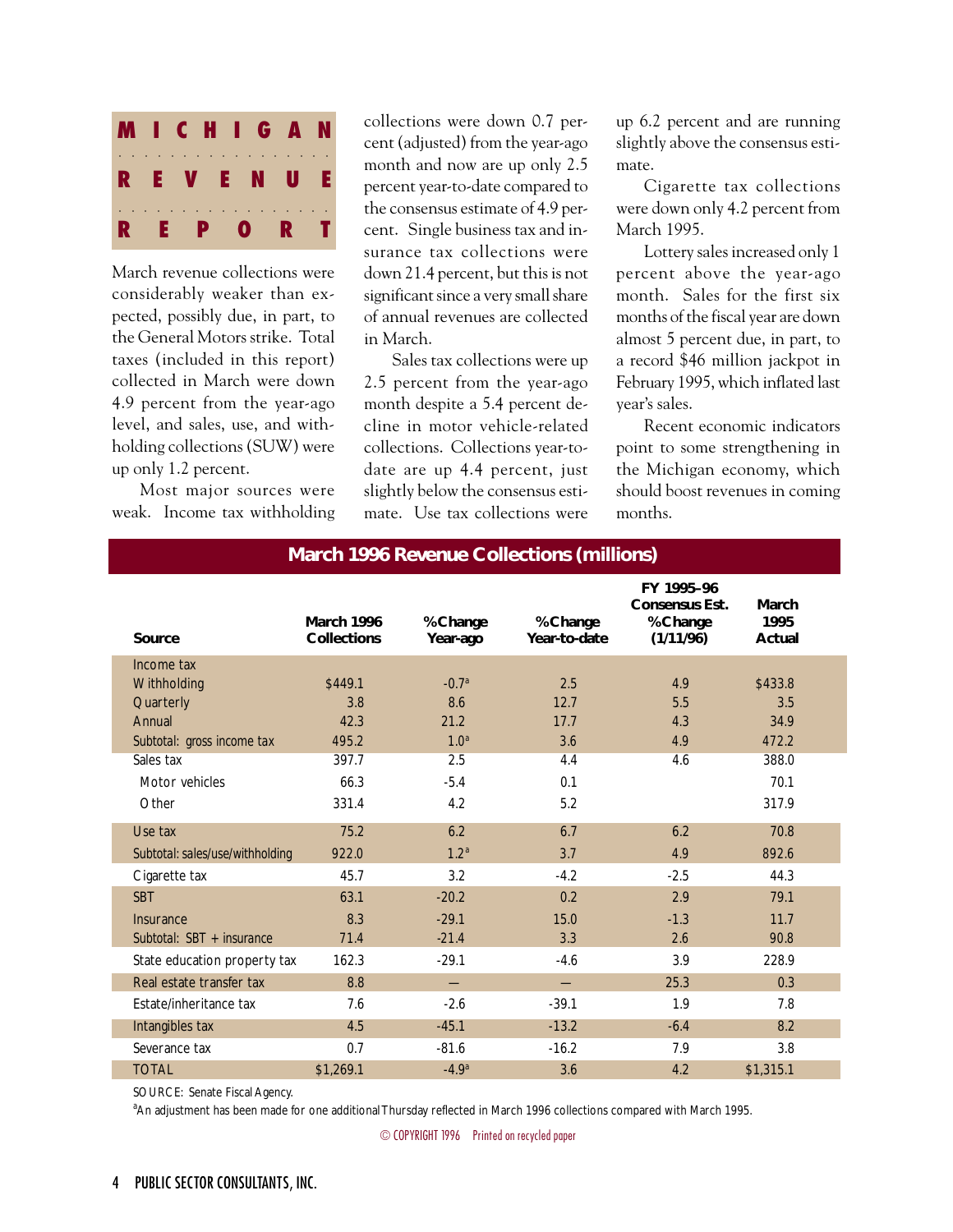# MICHIGAN REVENUE REPORT

March revenue collections were considerably weaker than expected, possibly due, in part, to the General Motors strike. Total taxes (included in this report) collected in March were down 4.9 percent from the year-ago level, and sales, use, and withholding collections (SUW) were up only 1.2 percent.

Most major sources were weak. Income tax withholding collections were down 0.7 percent (adjusted) from the year-ago month and now are up only 2.5 percent year-to-date compared to the consensus estimate of 4.9 percent. Single business tax and insurance tax collections were down 21.4 percent, but this is not significant since a very small share of annual revenues are collected in March.

Sales tax collections were up 2.5 percent from the year-ago month despite a 5.4 percent decline in motor vehicle-related collections. Collections year-to-date are up 4.4 percent, just slightly below the consensus estimate. Use tax collections were up 6.2 percent and are running slightly above the consensus estimate.

Cigarette tax collections were down only 4.2 percent from March 1995.

Lottery sales increased only 1 percent above the year-ago month. Sales for the first six months of the fiscal year are down almost 5 percent due, in part, to a record $46 million jackpot in February 1995, which inflated last year's sales.

Recent economic indicators point to some strengthening in the Michigan economy, which should boost revenues in coming months.

## March 1996 Revenue Collections (millions)

| Source | March 1996 Collections | %Change Year-ago | %Change Year-to-date | FY 1995-96 Consensus Est. %Change (1/11/96) | March 1995 Actual |
|---|---|---|---|---|---|
| Income tax | | | | | |
| Withholding | $449.1 | -0.7[a] | 2.5 | 4.9 | $433.8 |
| Quarterly | 3.8 | 8.6 | 12.7 | 5.5 | 3.5 |
| Annual | 42.3 | 21.2 | 17.7 | 4.3 | 34.9 |
| Subtotal: gross income tax | 495.2 | 1.0[a] | 3.6 | 4.9 | 472.2 |
| Sales tax | 397.7 | 2.5 | 4.4 | 4.6 | 388.0 |
| Motor vehicles | 66.3 | -5.4 | 0.1 | | 70.1 |
| Other | 331.4 | 4.2 | 5.2 | | 317.9 |
| Use tax | 75.2 | 6.2 | 6.7 | 6.2 | 70.8 |
| Subtotal: sales/use/withholding | 922.0 | 1.2[a] | 3.7 | 4.9 | 892.6 |
| Cigarette tax | 45.7 | 3.2 | -4.2 | -2.5 | 44.3 |
| SBT | 63.1 | -20.2 | 0.2 | 2.9 | 79.1 |
| Insurance | 8.3 | -29.1 | 15.0 | -1.3 | 11.7 |
| Subtotal: SBT + insurance | 71.4 | -21.4 | 3.3 | 2.6 | 90.8 |
| State education property tax | 162.3 | -29.1 | -4.6 | 3.9 | 228.9 |
| Real estate transfer tax | 8.8 | — | — | 25.3 | 0.3 |
| Estate/inheritance tax | 7.6 | -2.6 | -39.1 | 1.9 | 7.8 |
| Intangibles tax | 4.5 | -45.1 | -13.2 | -6.4 | 8.2 |
| Severance tax | 0.7 | -81.6 | -16.2 | 7.9 | 3.8 |
| TOTAL | $1,269.1 | -4.9[a] | 3.6 | 4.2 | $1,315.1 |

SOURCE: Senate Fiscal Agency.

[a]An adjustment has been made for one additional Thursday reflected in March 1996 collections compared with March 1995.

© COPYRIGHT 1996 Printed on recycled paper